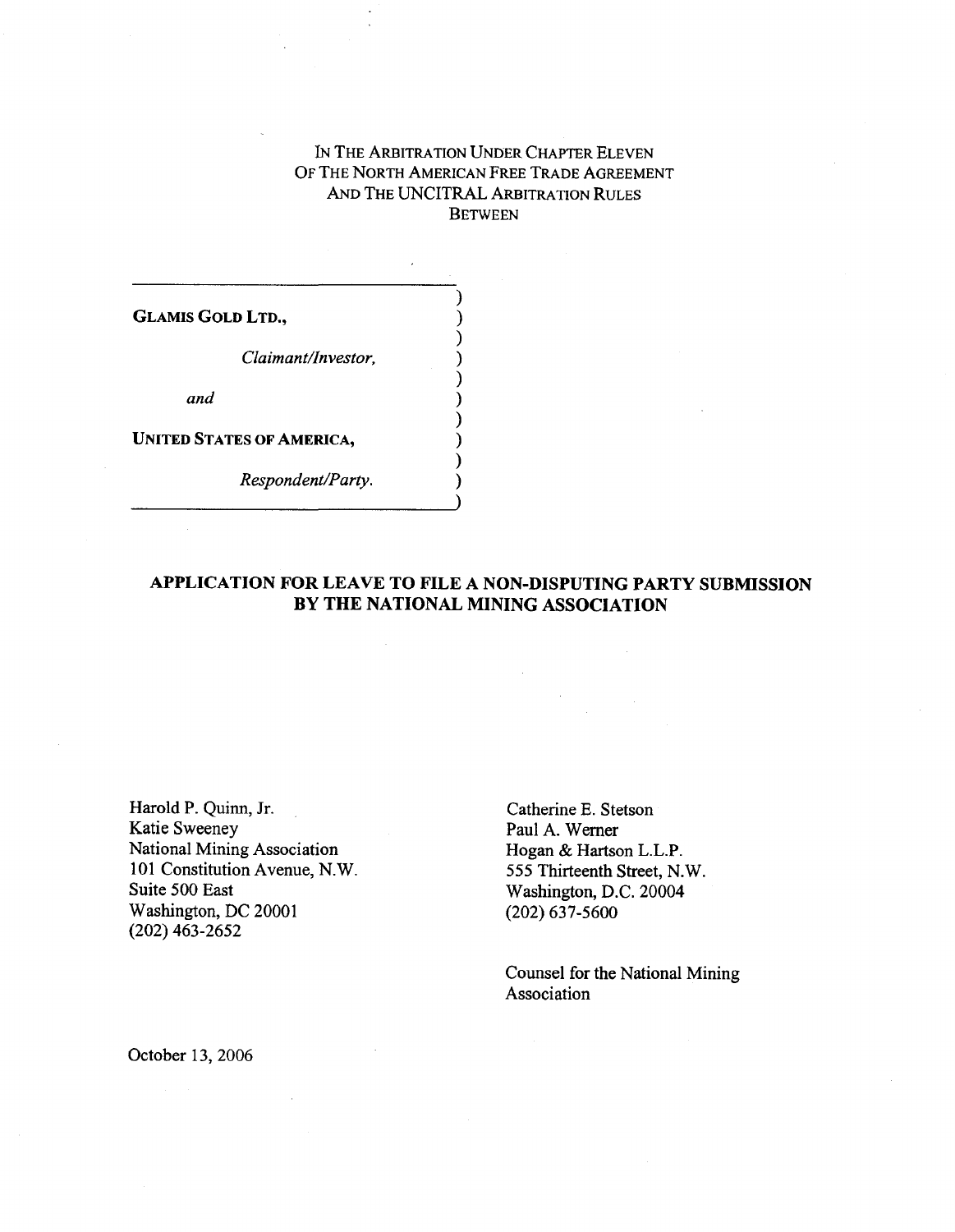IN THE ARBITRATION UNDER CHAPTER ELEVEN
OF THE NORTH AMERICAN FREE TRADE AGREEMENT
AND THE UNCITRAL ARBITRATION RULES
BETWEEN

**GLAMIS GOLD LTD.,**

*Claimant/Investor,*

*and*

**UNITED STATES OF AMERICA,**

*Respondent/Party.*

# APPLICATION FOR LEAVE TO FILE A NON-DISPUTING PARTY SUBMISSION BY THE NATIONAL MINING ASSOCIATION

Harold P. Quinn, Jr.
Katie Sweeney
National Mining Association
101 Constitution Avenue, N.W.
Suite 500 East
Washington, DC 20001
(202) 463-2652

Catherine E. Stetson
Paul A. Werner
Hogan & Hartson L.L.P.
555 Thirteenth Street, N.W.
Washington, D.C. 20004
(202) 637-5600

Counsel for the National Mining Association

October 13, 2006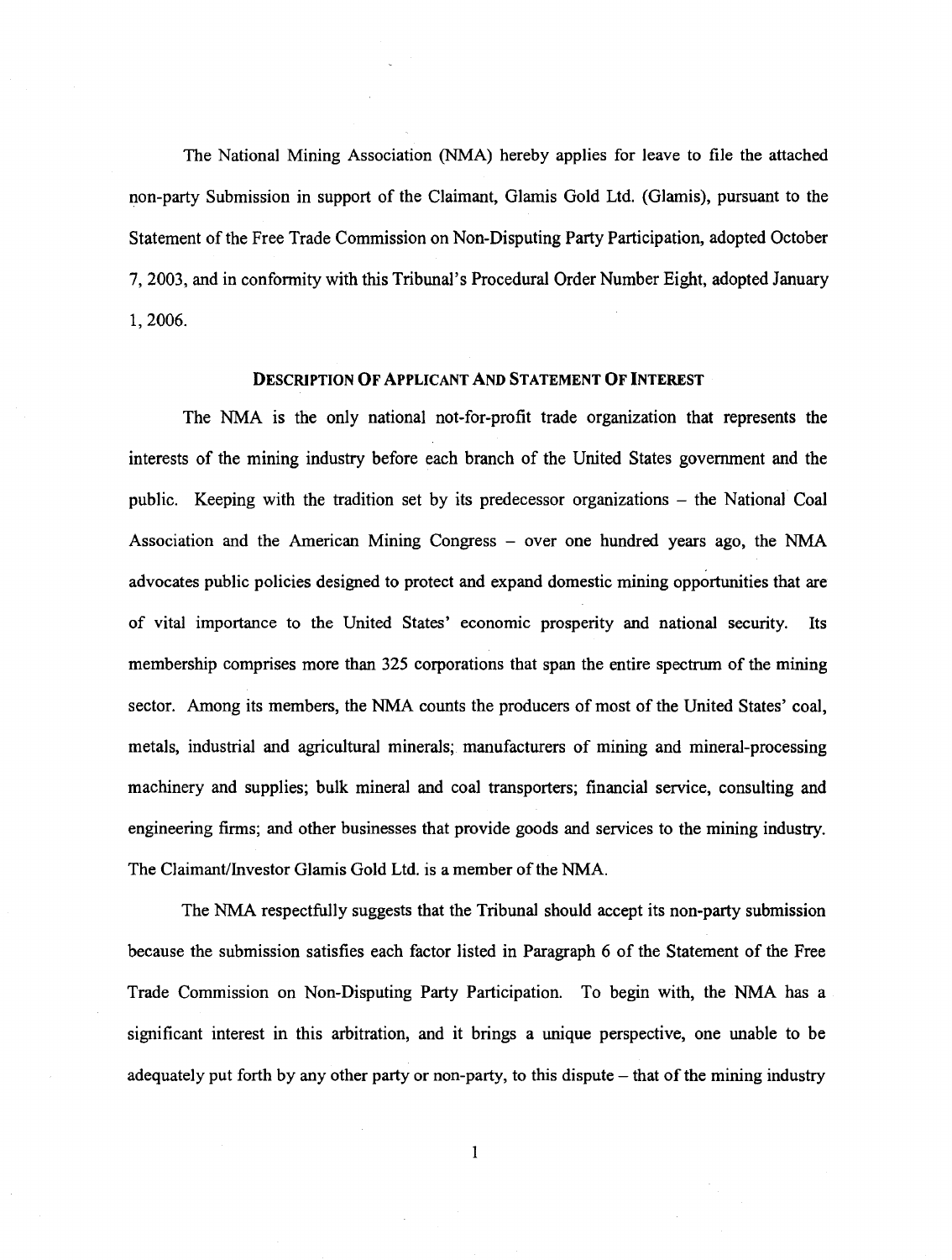The National Mining Association (NMA) hereby applies for leave to file the attached non-party Submission in support of the Claimant, Glamis Gold Ltd. (Glamis), pursuant to the Statement of the Free Trade Commission on Non-Disputing Party Participation, adopted October 7, 2003, and in conformity with this Tribunal's Procedural Order Number Eight, adopted January 1, 2006.

## DESCRIPTION OF APPLICANT AND STATEMENT OF INTEREST

The NMA is the only national not-for-profit trade organization that represents the interests of the mining industry before each branch of the United States government and the public. Keeping with the tradition set by its predecessor organizations – the National Coal Association and the American Mining Congress – over one hundred years ago, the NMA advocates public policies designed to protect and expand domestic mining opportunities that are of vital importance to the United States' economic prosperity and national security. Its membership comprises more than 325 corporations that span the entire spectrum of the mining sector. Among its members, the NMA counts the producers of most of the United States' coal, metals, industrial and agricultural minerals; manufacturers of mining and mineral-processing machinery and supplies; bulk mineral and coal transporters; financial service, consulting and engineering firms; and other businesses that provide goods and services to the mining industry. The Claimant/Investor Glamis Gold Ltd. is a member of the NMA.

The NMA respectfully suggests that the Tribunal should accept its non-party submission because the submission satisfies each factor listed in Paragraph 6 of the Statement of the Free Trade Commission on Non-Disputing Party Participation. To begin with, the NMA has a significant interest in this arbitration, and it brings a unique perspective, one unable to be adequately put forth by any other party or non-party, to this dispute – that of the mining industry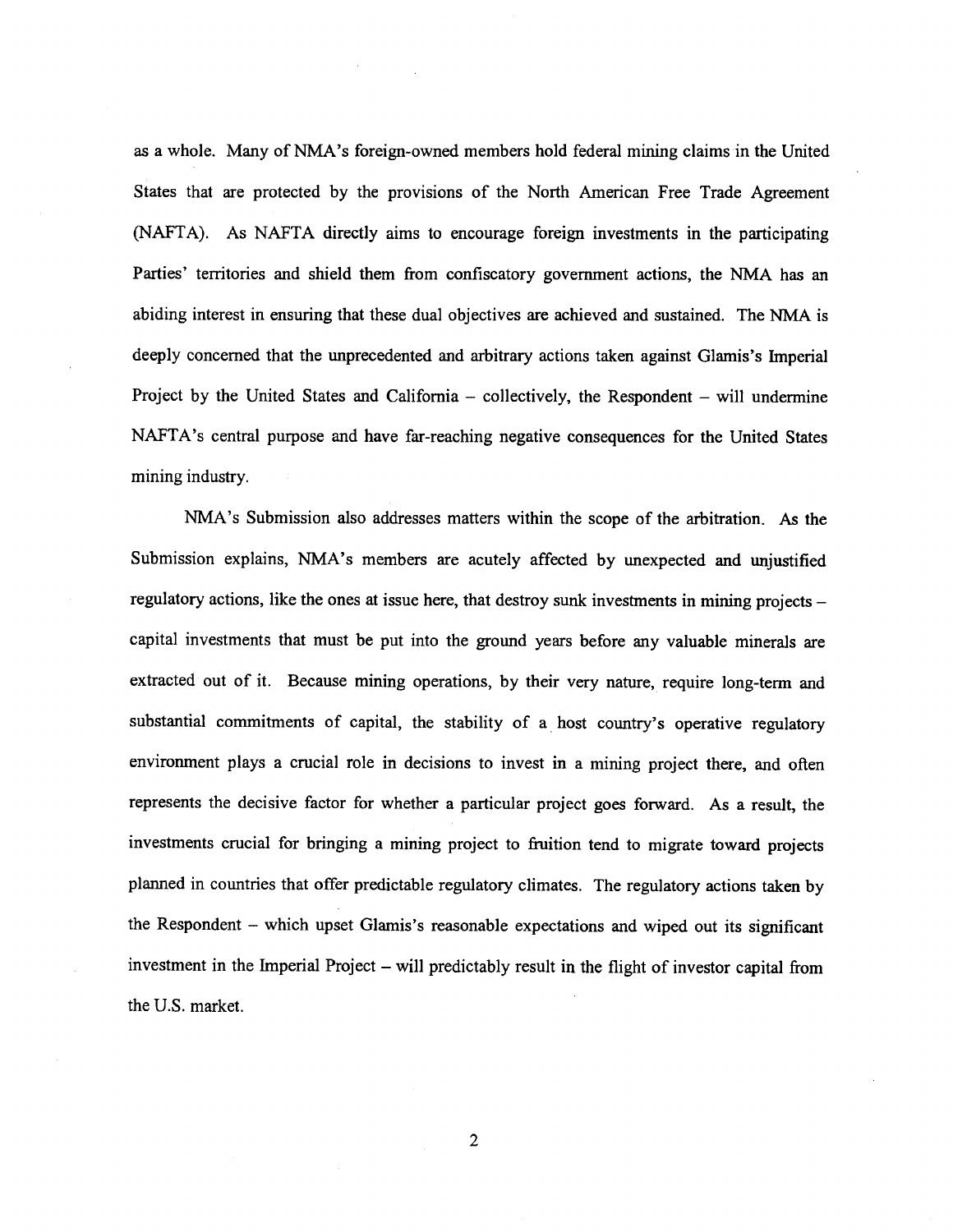as a whole. Many of NMA's foreign-owned members hold federal mining claims in the United States that are protected by the provisions of the North American Free Trade Agreement (NAFTA). As NAFTA directly aims to encourage foreign investments in the participating Parties' territories and shield them from confiscatory government actions, the NMA has an abiding interest in ensuring that these dual objectives are achieved and sustained. The NMA is deeply concerned that the unprecedented and arbitrary actions taken against Glamis's Imperial Project by the United States and California – collectively, the Respondent – will undermine NAFTA's central purpose and have far-reaching negative consequences for the United States mining industry.

NMA's Submission also addresses matters within the scope of the arbitration. As the Submission explains, NMA's members are acutely affected by unexpected and unjustified regulatory actions, like the ones at issue here, that destroy sunk investments in mining projects – capital investments that must be put into the ground years before any valuable minerals are extracted out of it. Because mining operations, by their very nature, require long-term and substantial commitments of capital, the stability of a host country's operative regulatory environment plays a crucial role in decisions to invest in a mining project there, and often represents the decisive factor for whether a particular project goes forward. As a result, the investments crucial for bringing a mining project to fruition tend to migrate toward projects planned in countries that offer predictable regulatory climates. The regulatory actions taken by the Respondent – which upset Glamis's reasonable expectations and wiped out its significant investment in the Imperial Project – will predictably result in the flight of investor capital from the U.S. market.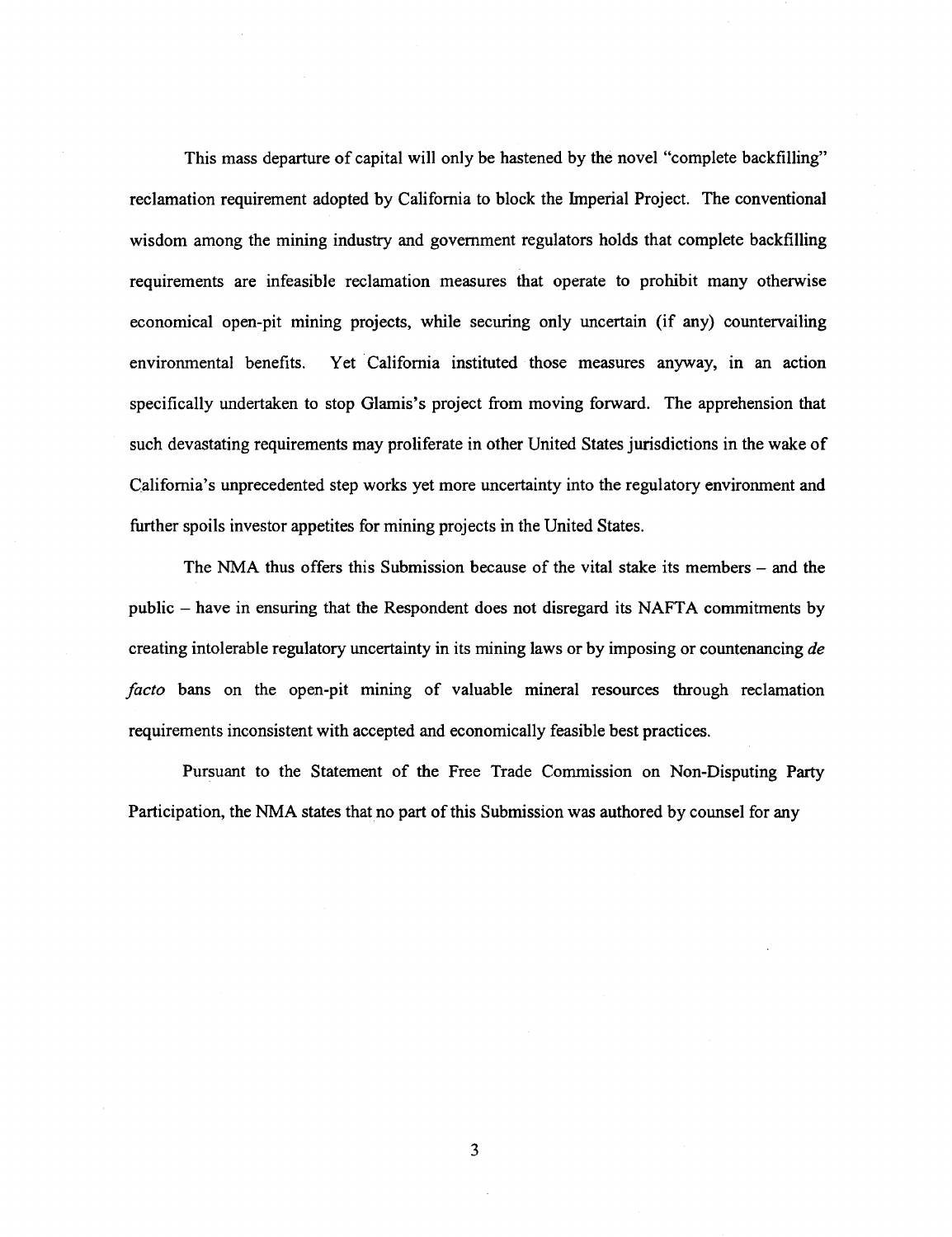This mass departure of capital will only be hastened by the novel "complete backfilling" reclamation requirement adopted by California to block the Imperial Project. The conventional wisdom among the mining industry and government regulators holds that complete backfilling requirements are infeasible reclamation measures that operate to prohibit many otherwise economical open-pit mining projects, while securing only uncertain (if any) countervailing environmental benefits. Yet California instituted those measures anyway, in an action specifically undertaken to stop Glamis's project from moving forward. The apprehension that such devastating requirements may proliferate in other United States jurisdictions in the wake of California's unprecedented step works yet more uncertainty into the regulatory environment and further spoils investor appetites for mining projects in the United States.

The NMA thus offers this Submission because of the vital stake its members – and the public – have in ensuring that the Respondent does not disregard its NAFTA commitments by creating intolerable regulatory uncertainty in its mining laws or by imposing or countenancing *de facto* bans on the open-pit mining of valuable mineral resources through reclamation requirements inconsistent with accepted and economically feasible best practices.

Pursuant to the Statement of the Free Trade Commission on Non-Disputing Party Participation, the NMA states that no part of this Submission was authored by counsel for any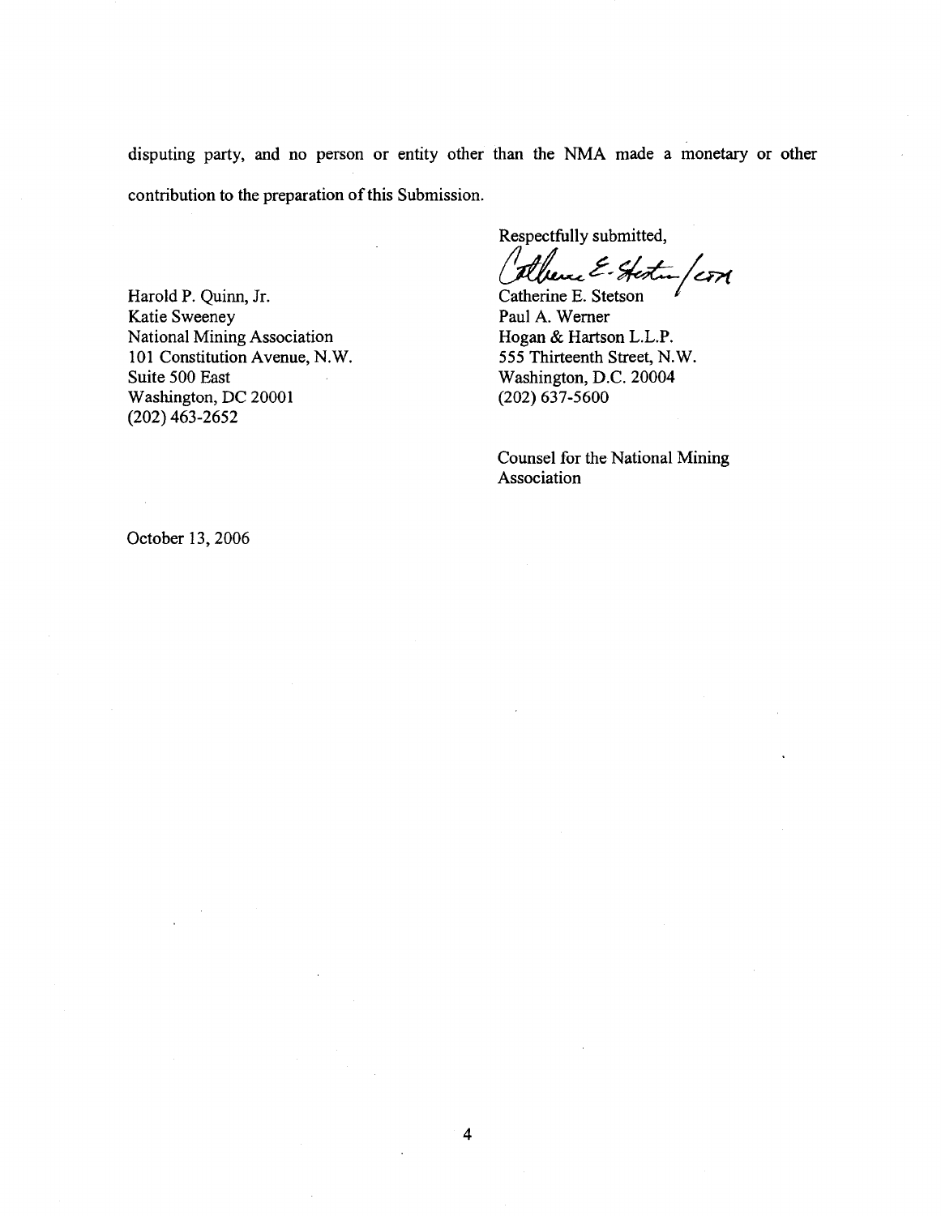disputing party, and no person or entity other than the NMA made a monetary or other contribution to the preparation of this Submission.

Respectfully submitted,

Catherine E. Stetson /cTM

Catherine E. Stetson
Paul A. Werner
Hogan & Hartson L.L.P.
555 Thirteenth Street, N.W.
Washington, D.C. 20004
(202) 637-5600

Counsel for the National Mining Association

Harold P. Quinn, Jr.
Katie Sweeney
National Mining Association
101 Constitution Avenue, N.W.
Suite 500 East
Washington, DC 20001
(202) 463-2652

October 13, 2006